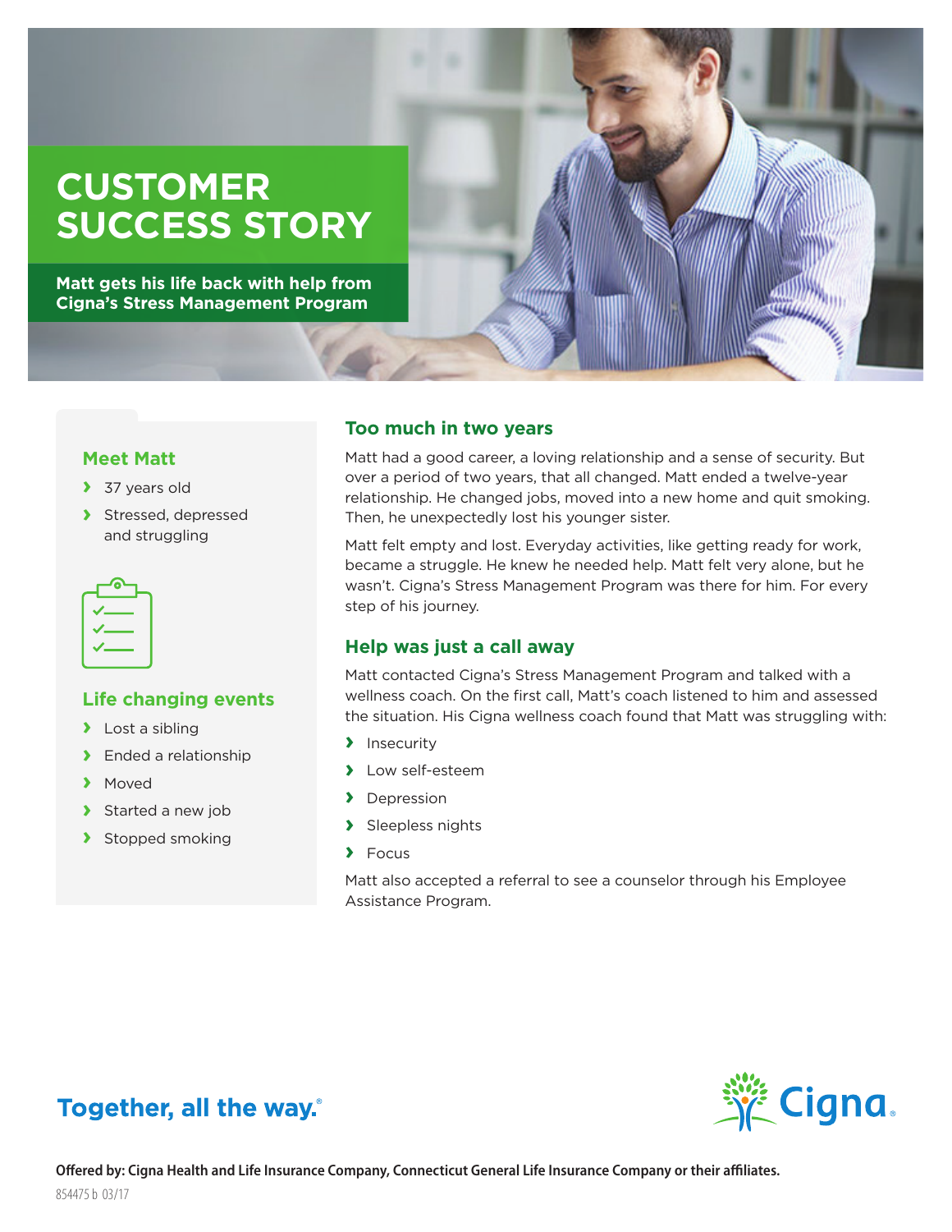# CUSTOMER SUCCESS STORY

**Matt gets his life back with help from Cigna's Stress Management Program**

## Meet Matt

- 37 years old
- Stressed, depressed and struggling

## Life changing events

- Lost a sibling
- Ended a relationship
- Moved
- Started a new job
- Stopped smoking

## Too much in two years

Matt had a good career, a loving relationship and a sense of security. But over a period of two years, that all changed. Matt ended a twelve-year relationship. He changed jobs, moved into a new home and quit smoking. Then, he unexpectedly lost his younger sister.

Matt felt empty and lost. Everyday activities, like getting ready for work, became a struggle. He knew he needed help. Matt felt very alone, but he wasn't. Cigna's Stress Management Program was there for him. For every step of his journey.

## Help was just a call away

Matt contacted Cigna's Stress Management Program and talked with a wellness coach. On the first call, Matt's coach listened to him and assessed the situation. His Cigna wellness coach found that Matt was struggling with:

- Insecurity
- Low self-esteem
- Depression
- Sleepless nights
- Focus

Matt also accepted a referral to see a counselor through his Employee Assistance Program.

**Together, all the way.®**

Cigna.

**Offered by: Cigna Health and Life Insurance Company, Connecticut General Life Insurance Company or their affiliates.**

854475 b 03/17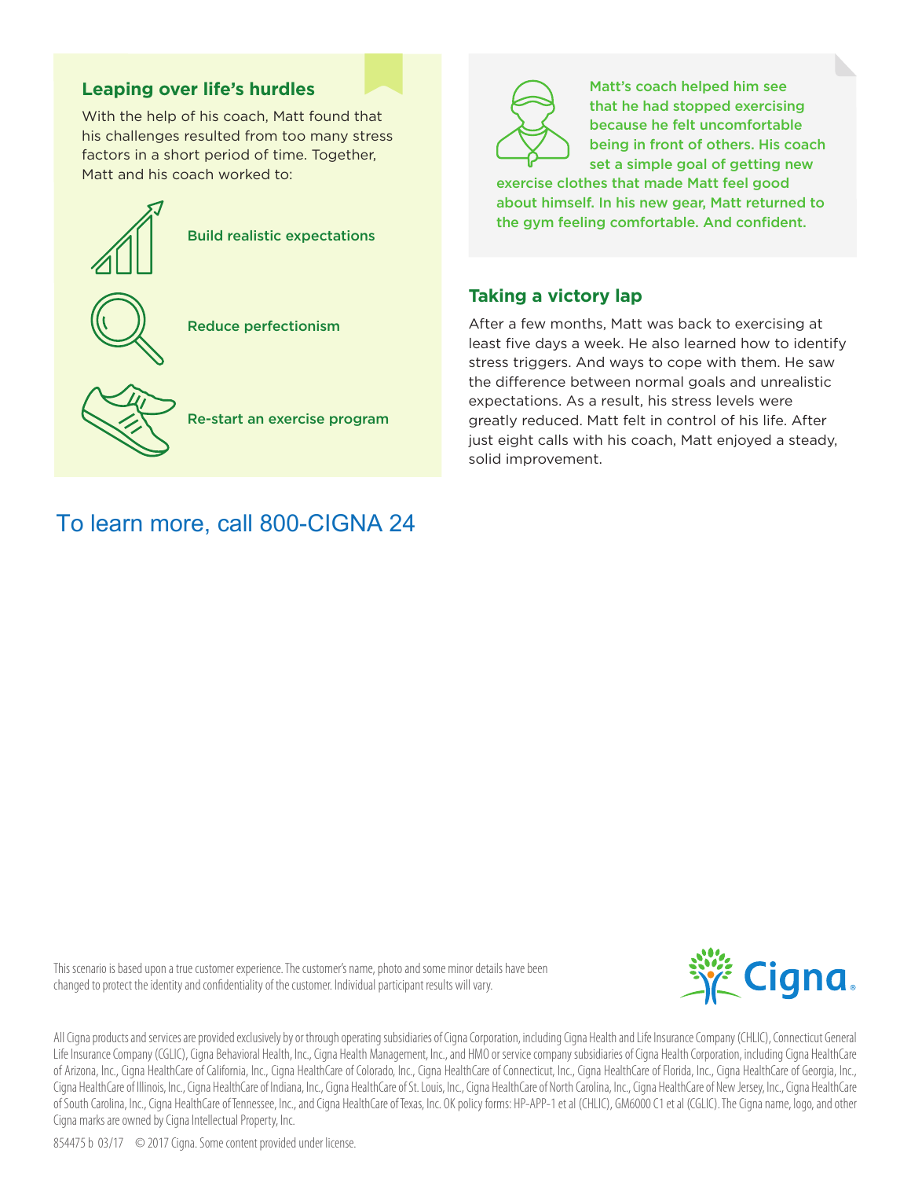## Leaping over life's hurdles

With the help of his coach, Matt found that his challenges resulted from too many stress factors in a short period of time. Together, Matt and his coach worked to:

- Build realistic expectations
- Reduce perfectionism
- Re-start an exercise program

Matt's coach helped him see that he had stopped exercising because he felt uncomfortable being in front of others. His coach set a simple goal of getting new exercise clothes that made Matt feel good about himself. In his new gear, Matt returned to the gym feeling comfortable. And confident.

## Taking a victory lap

After a few months, Matt was back to exercising at least five days a week. He also learned how to identify stress triggers. And ways to cope with them. He saw the difference between normal goals and unrealistic expectations. As a result, his stress levels were greatly reduced. Matt felt in control of his life. After just eight calls with his coach, Matt enjoyed a steady, solid improvement.

To learn more, call 800-CIGNA 24

This scenario is based upon a true customer experience. The customer's name, photo and some minor details have been changed to protect the identity and confidentiality of the customer. Individual participant results will vary.

Cigna.

All Cigna products and services are provided exclusively by or through operating subsidiaries of Cigna Corporation, including Cigna Health and Life Insurance Company (CHLIC), Connecticut General Life Insurance Company (CGLIC), Cigna Behavioral Health, Inc., Cigna Health Management, Inc., and HMO or service company subsidiaries of Cigna Health Corporation, including Cigna HealthCare of Arizona, Inc., Cigna HealthCare of California, Inc., Cigna HealthCare of Colorado, Inc., Cigna HealthCare of Connecticut, Inc., Cigna HealthCare of Florida, Inc., Cigna HealthCare of Georgia, Inc., Cigna HealthCare of Illinois, Inc., Cigna HealthCare of Indiana, Inc., Cigna HealthCare of St. Louis, Inc., Cigna HealthCare of North Carolina, Inc., Cigna HealthCare of New Jersey, Inc., Cigna HealthCare of South Carolina, Inc., Cigna HealthCare of Tennessee, Inc., and Cigna HealthCare of Texas, Inc. OK policy forms: HP-APP-1 et al (CHLIC), GM6000 C1 et al (CGLIC). The Cigna name, logo, and other Cigna marks are owned by Cigna Intellectual Property, Inc.

854475 b 03/17 © 2017 Cigna. Some content provided under license.